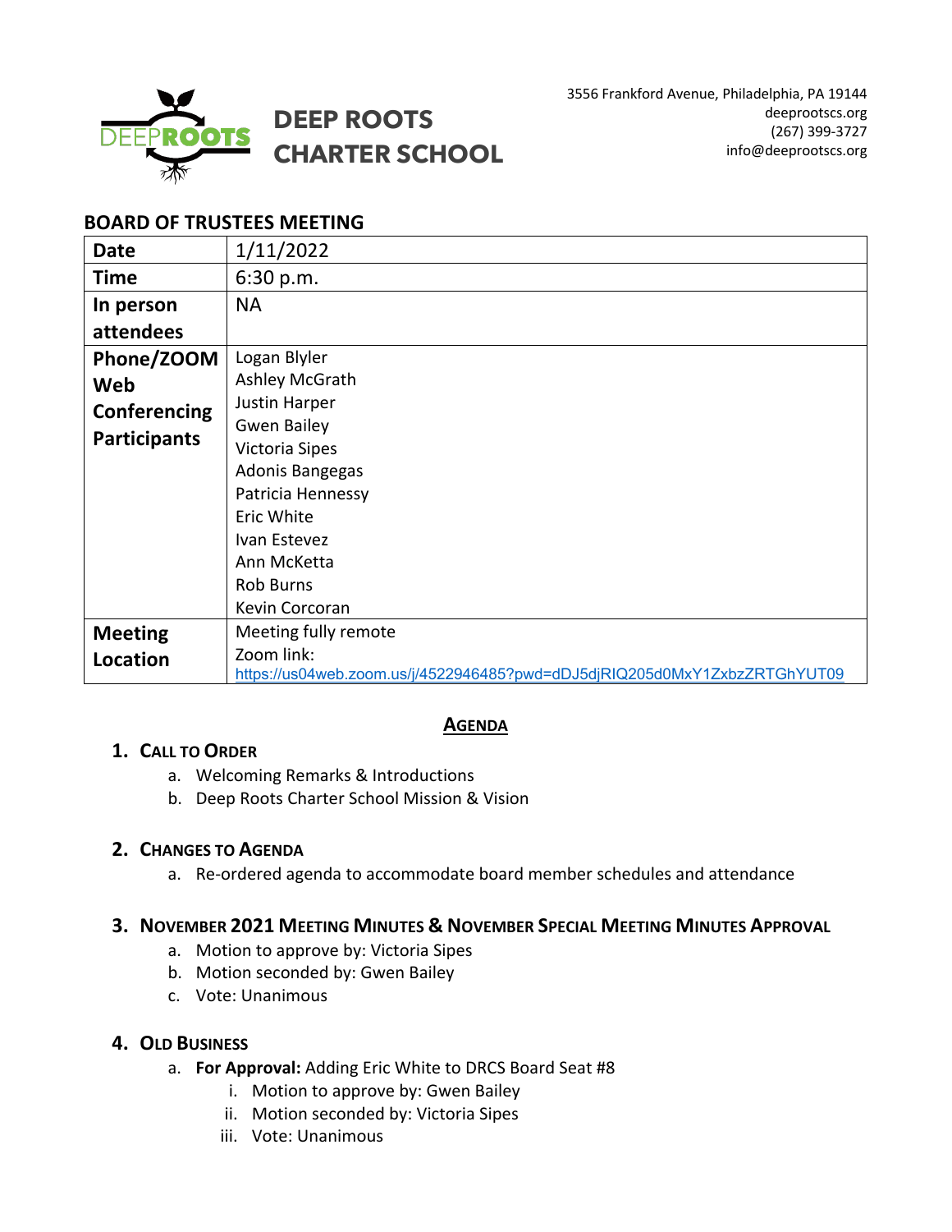# DEEP ROOTS CHARTER SCHOOL

3556 Frankford Avenue, Philadelphia, PA 19144
deeprootscs.org
(267) 399-3727
info@deeprootscs.org

## BOARD OF TRUSTEES MEETING

| Date | 1/11/2022 |
|---|---|
| Time | 6:30 p.m. |
| In person attendees | NA |
| Phone/ZOOM Web Conferencing Participants | Logan Blyler<br>Ashley McGrath<br>Justin Harper<br>Gwen Bailey<br>Victoria Sipes<br>Adonis Bangegas<br>Patricia Hennessy<br>Eric White<br>Ivan Estevez<br>Ann McKetta<br>Rob Burns<br>Kevin Corcoran |
| Meeting Location | Meeting fully remote<br>Zoom link:<br>https://us04web.zoom.us/j/4522946485?pwd=dDJ5djRIQ205d0MxY1ZxbzZRTGhYUT09 |

## AGENDA

1. **CALL TO ORDER**
   a. Welcoming Remarks & Introductions
   b. Deep Roots Charter School Mission & Vision

2. **CHANGES TO AGENDA**
   a. Re-ordered agenda to accommodate board member schedules and attendance

3. **NOVEMBER 2021 MEETING MINUTES & NOVEMBER SPECIAL MEETING MINUTES APPROVAL**
   a. Motion to approve by: Victoria Sipes
   b. Motion seconded by: Gwen Bailey
   c. Vote: Unanimous

4. **OLD BUSINESS**
   a. **For Approval:** Adding Eric White to DRCS Board Seat #8
      i. Motion to approve by: Gwen Bailey
      ii. Motion seconded by: Victoria Sipes
      iii. Vote: Unanimous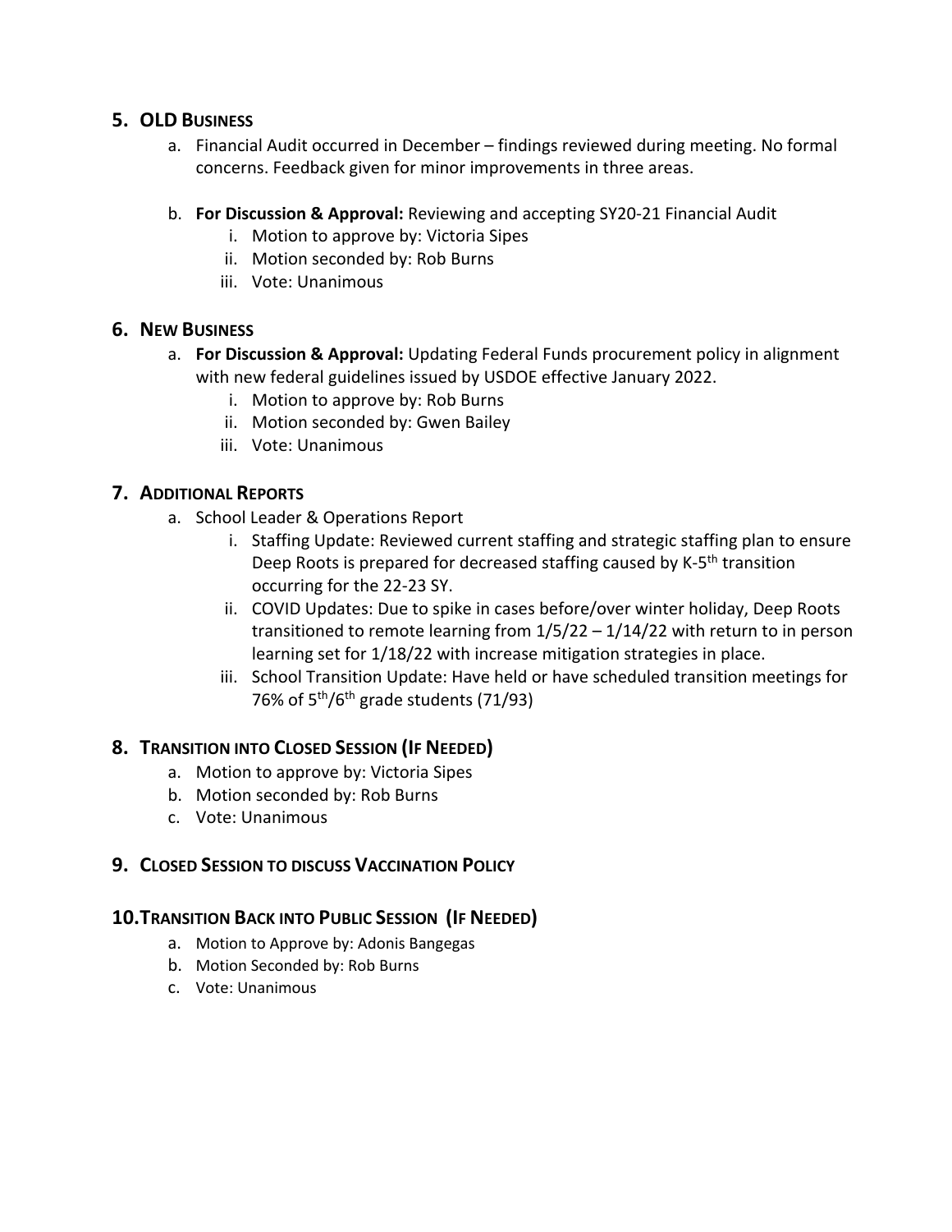## 5. OLD BUSINESS

a. Financial Audit occurred in December – findings reviewed during meeting. No formal concerns. Feedback given for minor improvements in three areas.

b. **For Discussion & Approval:** Reviewing and accepting SY20-21 Financial Audit
   i. Motion to approve by: Victoria Sipes
   ii. Motion seconded by: Rob Burns
   iii. Vote: Unanimous

## 6. NEW BUSINESS

a. **For Discussion & Approval:** Updating Federal Funds procurement policy in alignment with new federal guidelines issued by USDOE effective January 2022.
   i. Motion to approve by: Rob Burns
   ii. Motion seconded by: Gwen Bailey
   iii. Vote: Unanimous

## 7. ADDITIONAL REPORTS

a. School Leader & Operations Report
   i. Staffing Update: Reviewed current staffing and strategic staffing plan to ensure Deep Roots is prepared for decreased staffing caused by K-5th transition occurring for the 22-23 SY.
   ii. COVID Updates: Due to spike in cases before/over winter holiday, Deep Roots transitioned to remote learning from 1/5/22 – 1/14/22 with return to in person learning set for 1/18/22 with increase mitigation strategies in place.
   iii. School Transition Update: Have held or have scheduled transition meetings for 76% of 5th/6th grade students (71/93)

## 8. TRANSITION INTO CLOSED SESSION (IF NEEDED)

a. Motion to approve by: Victoria Sipes
b. Motion seconded by: Rob Burns
c. Vote: Unanimous

## 9. CLOSED SESSION TO DISCUSS VACCINATION POLICY

## 10. TRANSITION BACK INTO PUBLIC SESSION (IF NEEDED)

a. Motion to Approve by: Adonis Bangegas
b. Motion Seconded by: Rob Burns
c. Vote: Unanimous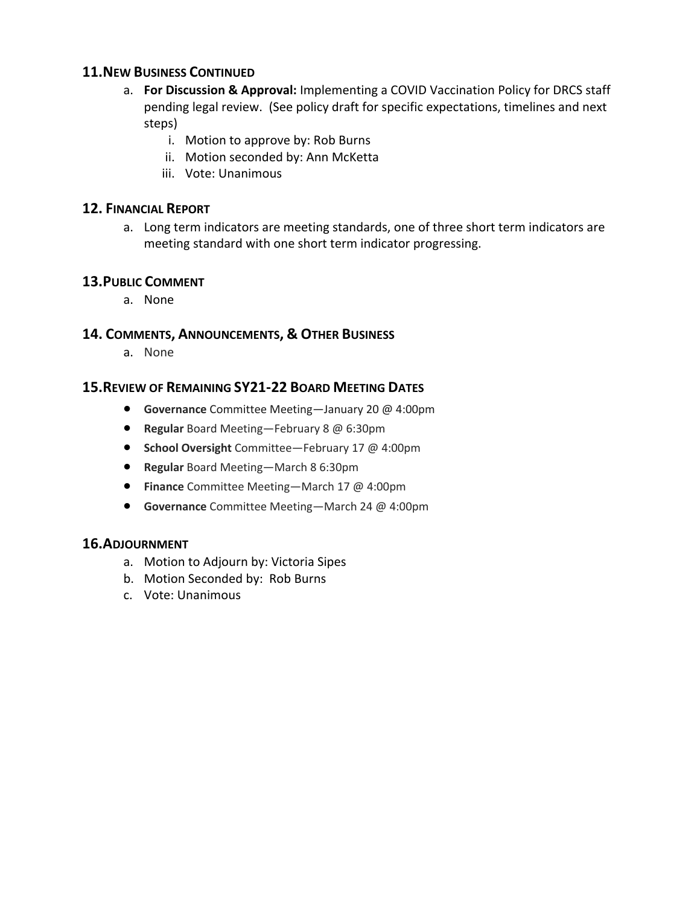## 11. New Business Continued

a. **For Discussion & Approval:** Implementing a COVID Vaccination Policy for DRCS staff pending legal review. (See policy draft for specific expectations, timelines and next steps)
   i. Motion to approve by: Rob Burns
   ii. Motion seconded by: Ann McKetta
   iii. Vote: Unanimous

## 12. Financial Report

a. Long term indicators are meeting standards, one of three short term indicators are meeting standard with one short term indicator progressing.

## 13. Public Comment

a. None

## 14. Comments, Announcements, & Other Business

a. None

## 15. Review of Remaining SY21-22 Board Meeting Dates

- **Governance** Committee Meeting—January 20 @ 4:00pm
- **Regular** Board Meeting—February 8 @ 6:30pm
- **School Oversight** Committee—February 17 @ 4:00pm
- **Regular** Board Meeting—March 8 6:30pm
- **Finance** Committee Meeting—March 17 @ 4:00pm
- **Governance** Committee Meeting—March 24 @ 4:00pm

## 16. Adjournment

a. Motion to Adjourn by: Victoria Sipes
b. Motion Seconded by: Rob Burns
c. Vote: Unanimous